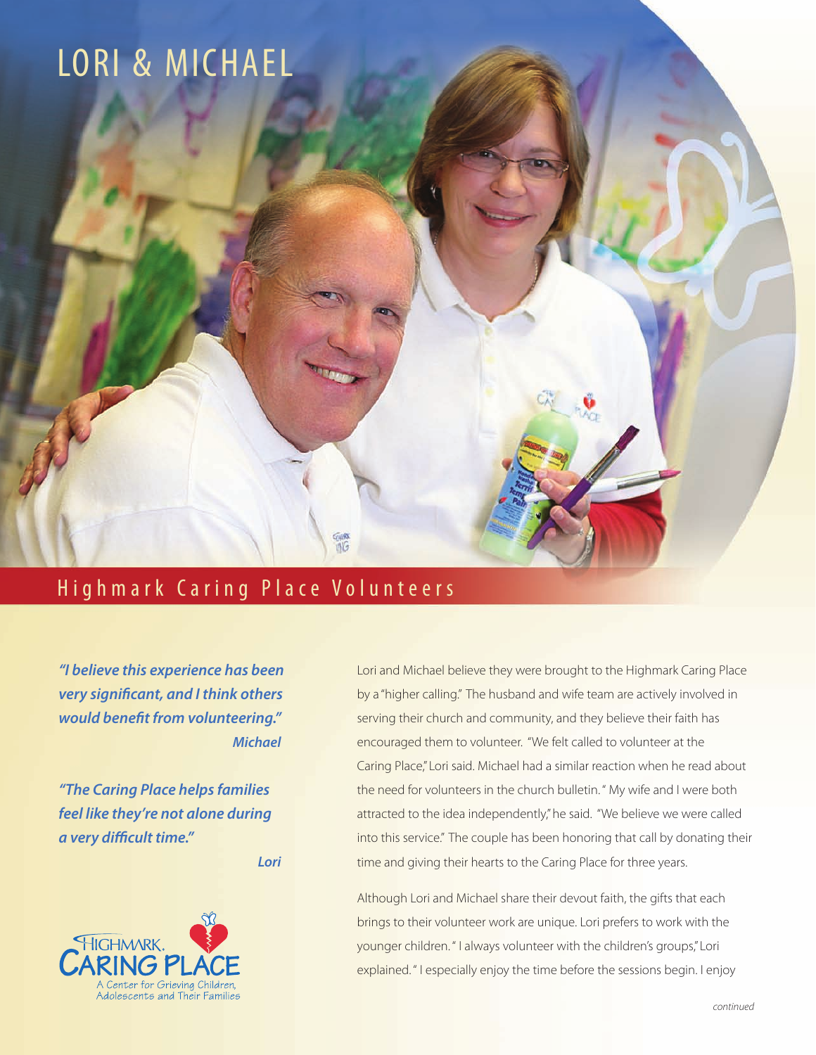# LORI & MICHAEL

## Highmark Caring Place Volunteers

***"I believe this experience has been very significant, and I think others would benefit from volunteering."***
***Michael***

***"The Caring Place helps families feel like they're not alone during a very difficult time."***
***Lori***

HIGHMARK. CARING PLACE
A Center for Grieving Children, Adolescents and Their Families

Lori and Michael believe they were brought to the Highmark Caring Place by a "higher calling." The husband and wife team are actively involved in serving their church and community, and they believe their faith has encouraged them to volunteer. "We felt called to volunteer at the Caring Place," Lori said. Michael had a similar reaction when he read about the need for volunteers in the church bulletin. " My wife and I were both attracted to the idea independently," he said. "We believe we were called into this service." The couple has been honoring that call by donating their time and giving their hearts to the Caring Place for three years.

Although Lori and Michael share their devout faith, the gifts that each brings to their volunteer work are unique. Lori prefers to work with the younger children. " I always volunteer with the children's groups," Lori explained. " I especially enjoy the time before the sessions begin. I enjoy

*continued*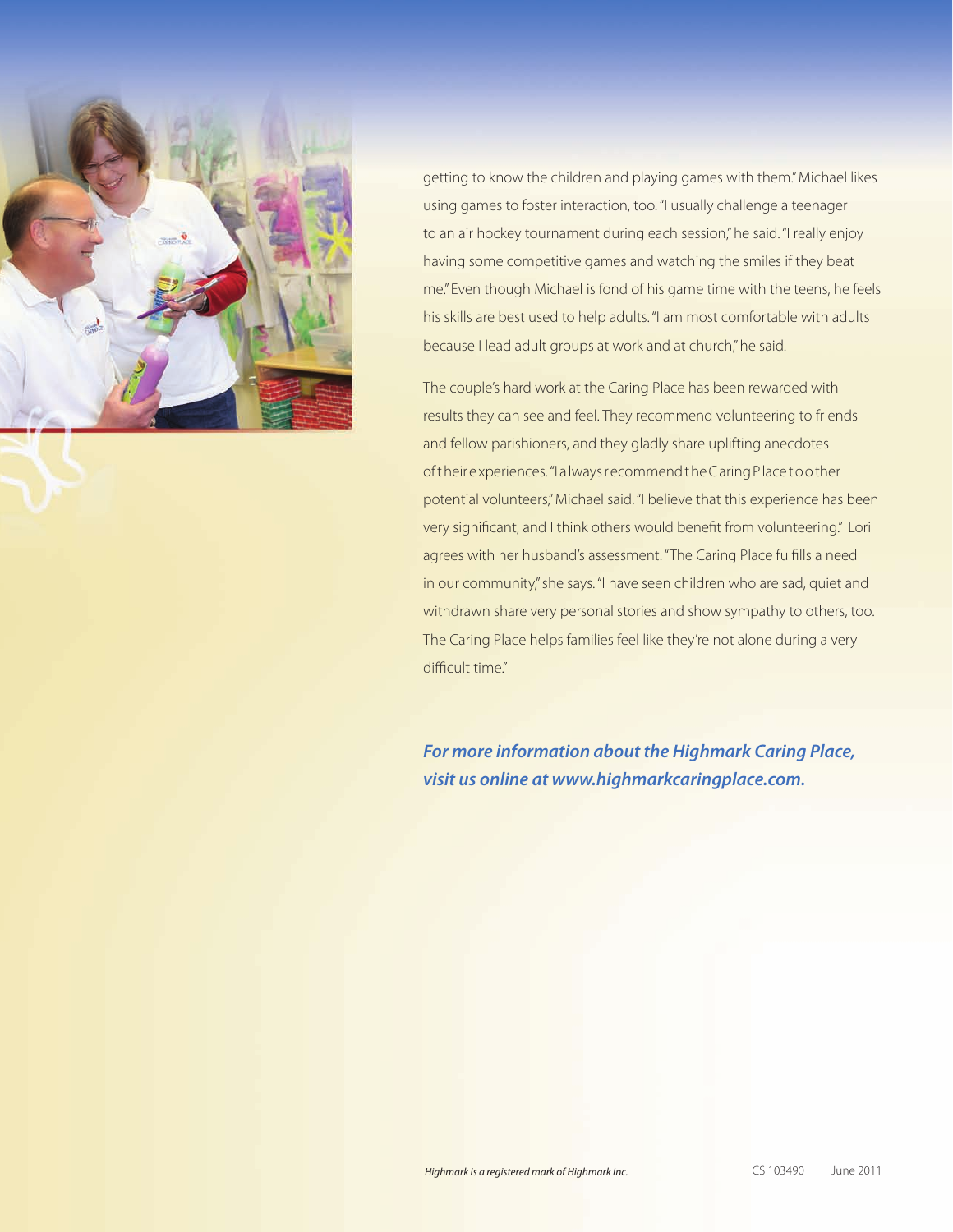getting to know the children and playing games with them." Michael likes using games to foster interaction, too. "I usually challenge a teenager to an air hockey tournament during each session," he said. "I really enjoy having some competitive games and watching the smiles if they beat me." Even though Michael is fond of his game time with the teens, he feels his skills are best used to help adults. "I am most comfortable with adults because I lead adult groups at work and at church," he said.

The couple's hard work at the Caring Place has been rewarded with results they can see and feel. They recommend volunteering to friends and fellow parishioners, and they gladly share uplifting anecdotes of their experiences. "I always recommend the Caring Place to other potential volunteers," Michael said. "I believe that this experience has been very significant, and I think others would benefit from volunteering." Lori agrees with her husband's assessment. "The Caring Place fulfills a need in our community," she says. "I have seen children who are sad, quiet and withdrawn share very personal stories and show sympathy to others, too. The Caring Place helps families feel like they're not alone during a very difficult time."

***For more information about the Highmark Caring Place, visit us online at www.highmarkcaringplace.com.***

*Highmark is a registered mark of Highmark Inc.*

CS 103490 June 2011